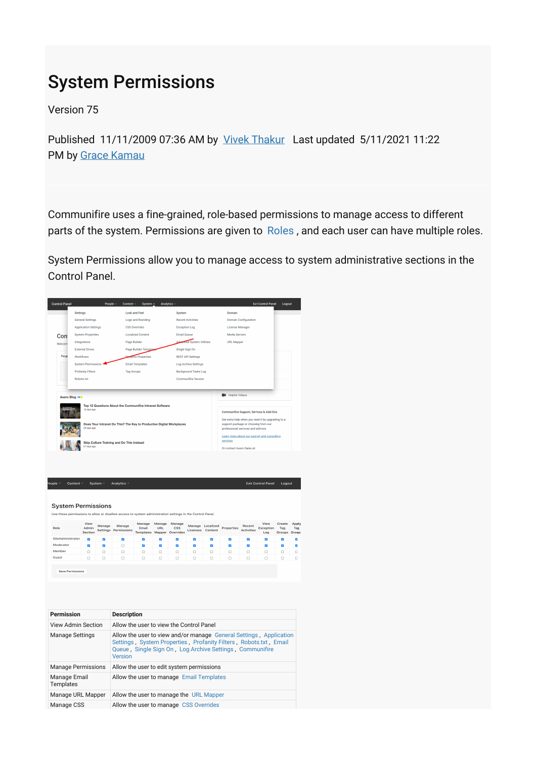# System Permissions

Version 75

Published 11/11/2009 07:36 AM by Vivek Thakur Last updated 5/11/2021 11:22 PM by Grace Kamau

Communifire uses a fine-grained, role-based permissions to manage access to different parts of the system. Permissions are given to Roles , and each user can have multiple roles.

System Permissions allow you to manage access to system administrative sections in the Control Panel.

| Permission | Description |
|---|---|
| View Admin Section | Allow the user to view the Control Panel |
| Manage Settings | Allow the user to view and/or manage General Settings , Application Settings , System Properties , Profanity Filters , Robots.txt , Email Queue , Single Sign On , Log Archive Settings , Communifire Version |
| Manage Permissions | Allow the user to edit system permissions |
| Manage Email Templates | Allow the user to manage Email Templates |
| Manage URL Mapper | Allow the user to manage the URL Mapper |
| Manage CSS | Allow the user to manage CSS Overrides |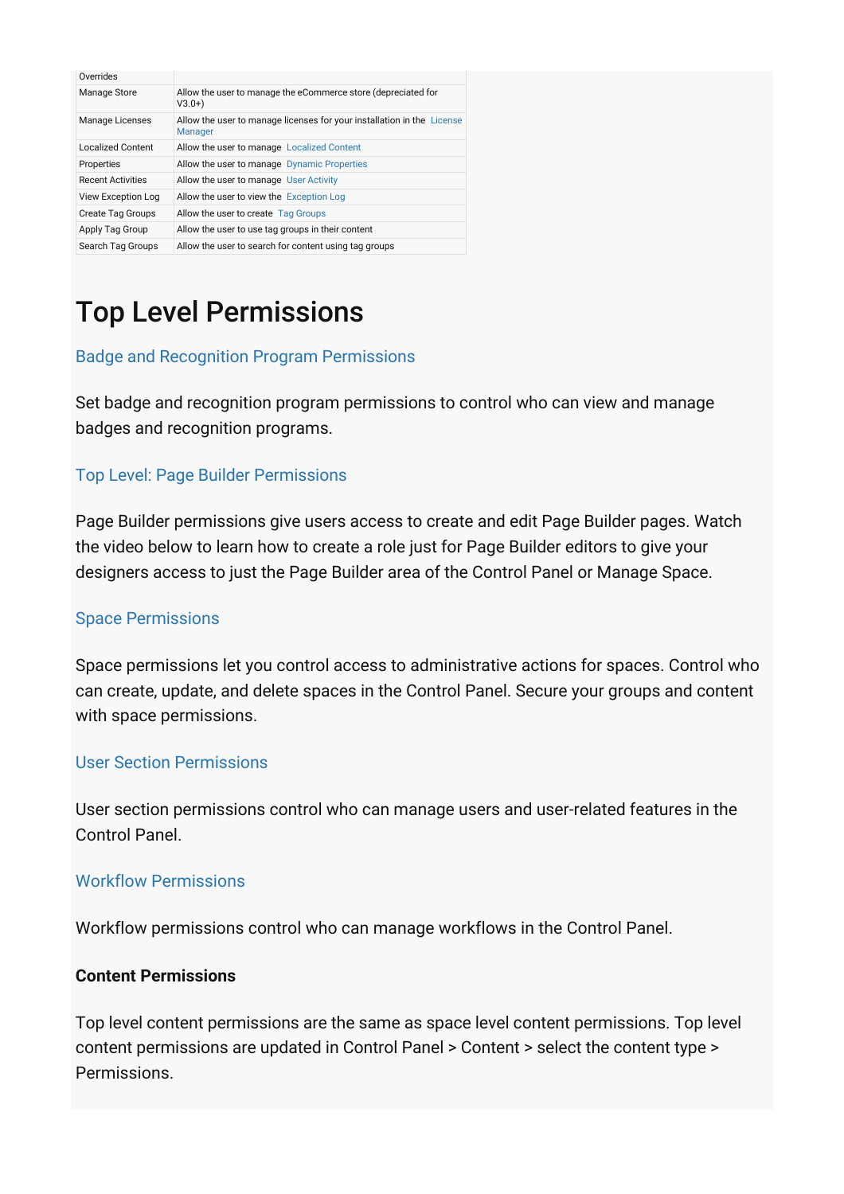| | |
|---|---|
| Overrides | |
| Manage Store | Allow the user to manage the eCommerce store (depreciated for V3.0+) |
| Manage Licenses | Allow the user to manage licenses for your installation in the License Manager |
| Localized Content | Allow the user to manage Localized Content |
| Properties | Allow the user to manage Dynamic Properties |
| Recent Activities | Allow the user to manage User Activity |
| View Exception Log | Allow the user to view the Exception Log |
| Create Tag Groups | Allow the user to create Tag Groups |
| Apply Tag Group | Allow the user to use tag groups in their content |
| Search Tag Groups | Allow the user to search for content using tag groups |

# Top Level Permissions

## Badge and Recognition Program Permissions

Set badge and recognition program permissions to control who can view and manage badges and recognition programs.

## Top Level: Page Builder Permissions

Page Builder permissions give users access to create and edit Page Builder pages. Watch the video below to learn how to create a role just for Page Builder editors to give your designers access to just the Page Builder area of the Control Panel or Manage Space.

## Space Permissions

Space permissions let you control access to administrative actions for spaces. Control who can create, update, and delete spaces in the Control Panel. Secure your groups and content with space permissions.

## User Section Permissions

User section permissions control who can manage users and user-related features in the Control Panel.

## Workflow Permissions

Workflow permissions control who can manage workflows in the Control Panel.

**Content Permissions**

Top level content permissions are the same as space level content permissions. Top level content permissions are updated in Control Panel > Content > select the content type > Permissions.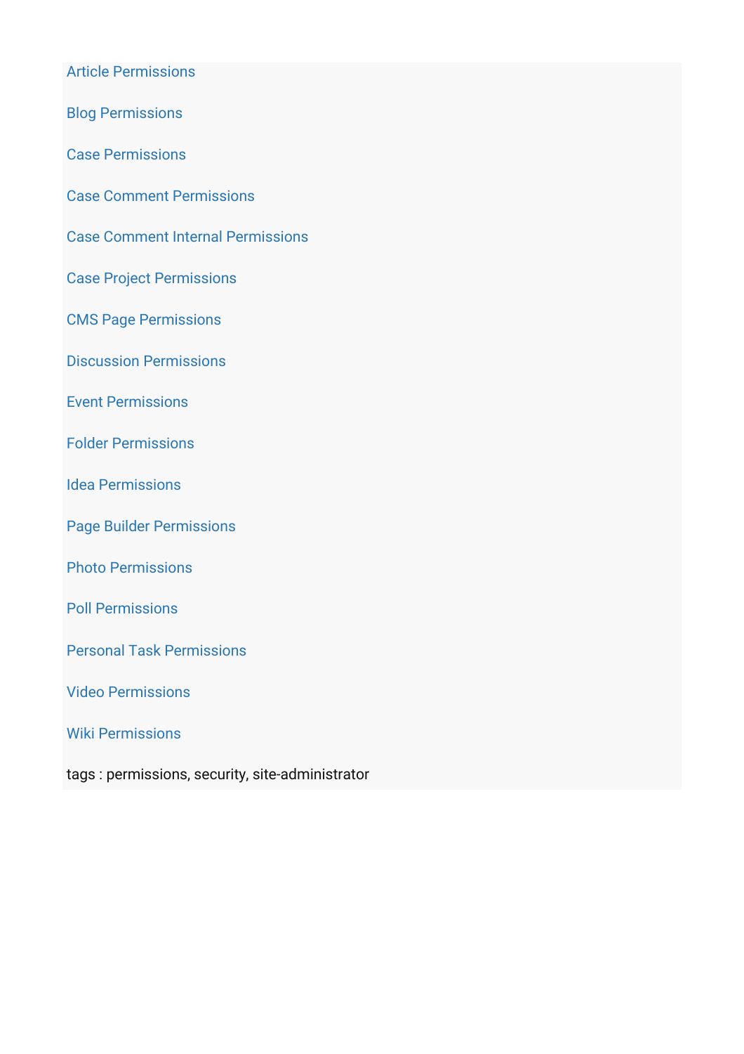Article Permissions

Blog Permissions

Case Permissions

Case Comment Permissions

Case Comment Internal Permissions

Case Project Permissions

CMS Page Permissions

Discussion Permissions

Event Permissions

Folder Permissions

Idea Permissions

Page Builder Permissions

Photo Permissions

Poll Permissions

Personal Task Permissions

Video Permissions

Wiki Permissions

tags : permissions, security, site-administrator